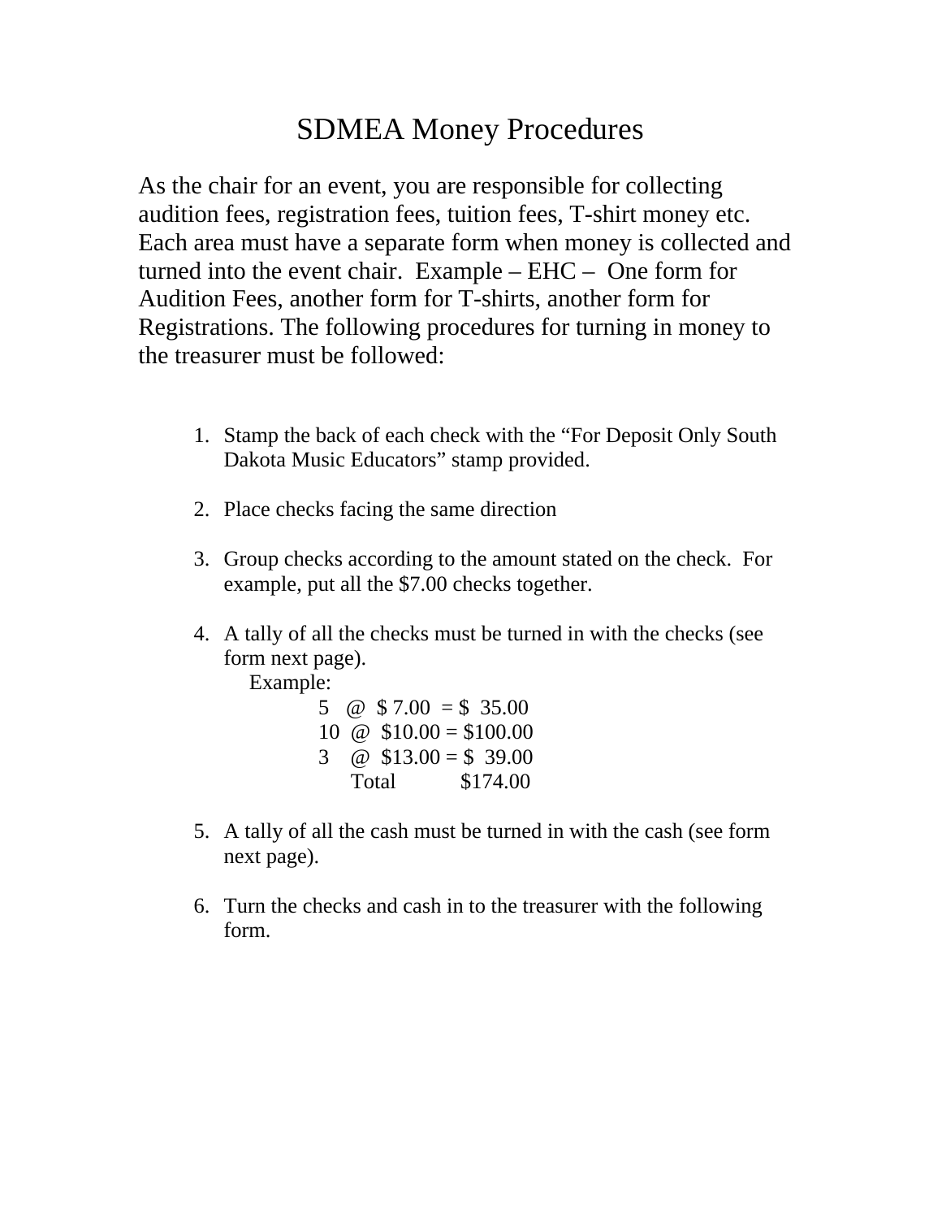# SDMEA Money Procedures

As the chair for an event, you are responsible for collecting audition fees, registration fees, tuition fees, T-shirt money etc. Each area must have a separate form when money is collected and turned into the event chair. Example – EHC – One form for Audition Fees, another form for T-shirts, another form for Registrations. The following procedures for turning in money to the treasurer must be followed:

1. Stamp the back of each check with the "For Deposit Only South Dakota Music Educators" stamp provided.

2. Place checks facing the same direction

3. Group checks according to the amount stated on the check. For example, put all the $7.00 checks together.

4. A tally of all the checks must be turned in with the checks (see form next page).

   Example:

   5 @ $ 7.00 = $ 35.00
   10 @ $10.00 = $100.00
   3 @ $13.00 = $ 39.00
   Total $174.00

5. A tally of all the cash must be turned in with the cash (see form next page).

6. Turn the checks and cash in to the treasurer with the following form.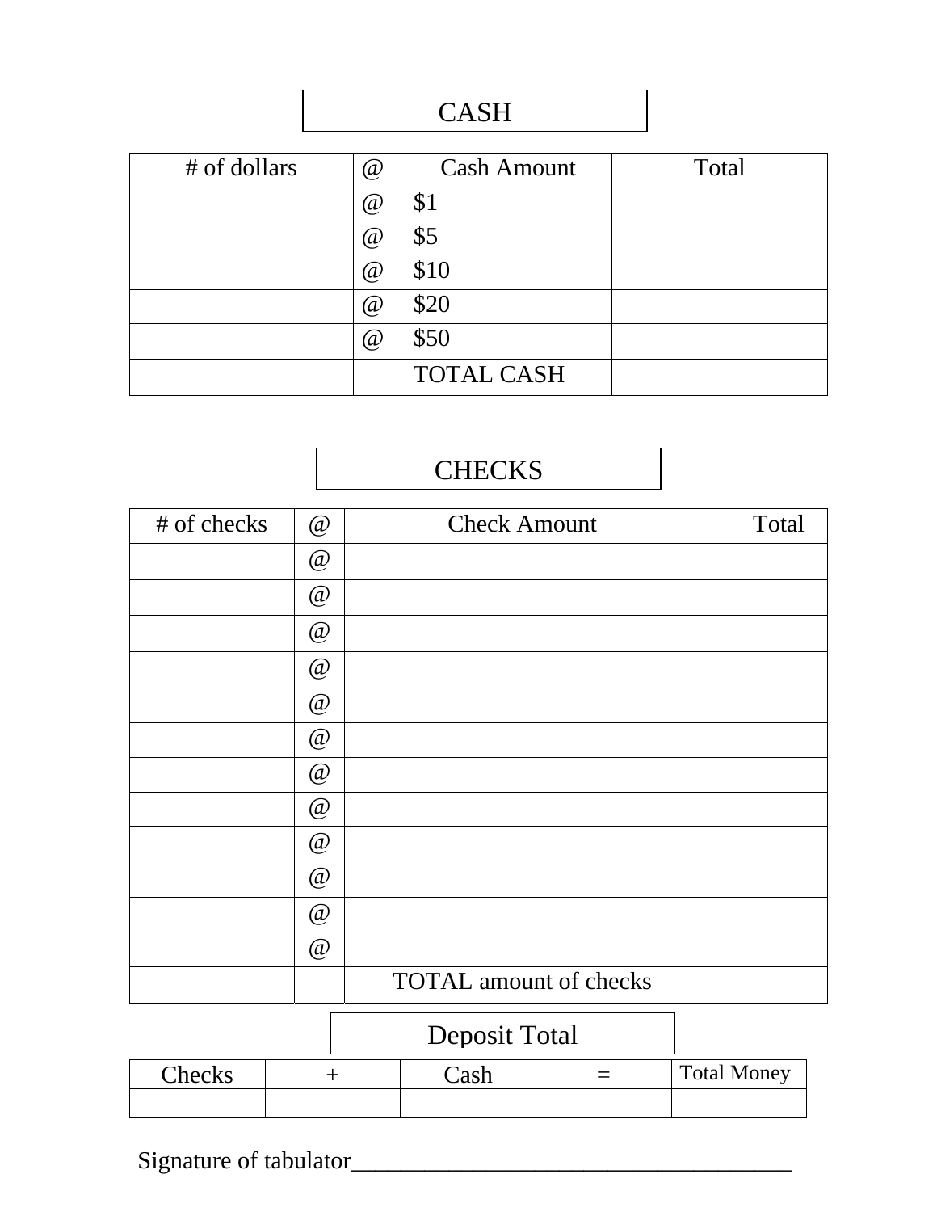## CASH

| # of dollars | @ | Cash Amount | Total |
|---|---|---|---|
| | @ | $1 | |
| | @ | $5 | |
| | @ | $10 | |
| | @ | $20 | |
| | @ | $50 | |
| | | TOTAL CASH | |

## CHECKS

| # of checks | @ | Check Amount | Total |
|---|---|---|---|
| | @ | | |
| | @ | | |
| | @ | | |
| | @ | | |
| | @ | | |
| | @ | | |
| | @ | | |
| | @ | | |
| | @ | | |
| | @ | | |
| | @ | | |
| | @ | | |
| | | TOTAL amount of checks | |

## Deposit Total

| Checks | + | Cash | = | Total Money |
|---|---|---|---|---|
| | | | | |

Signature of tabulator_____________________________________